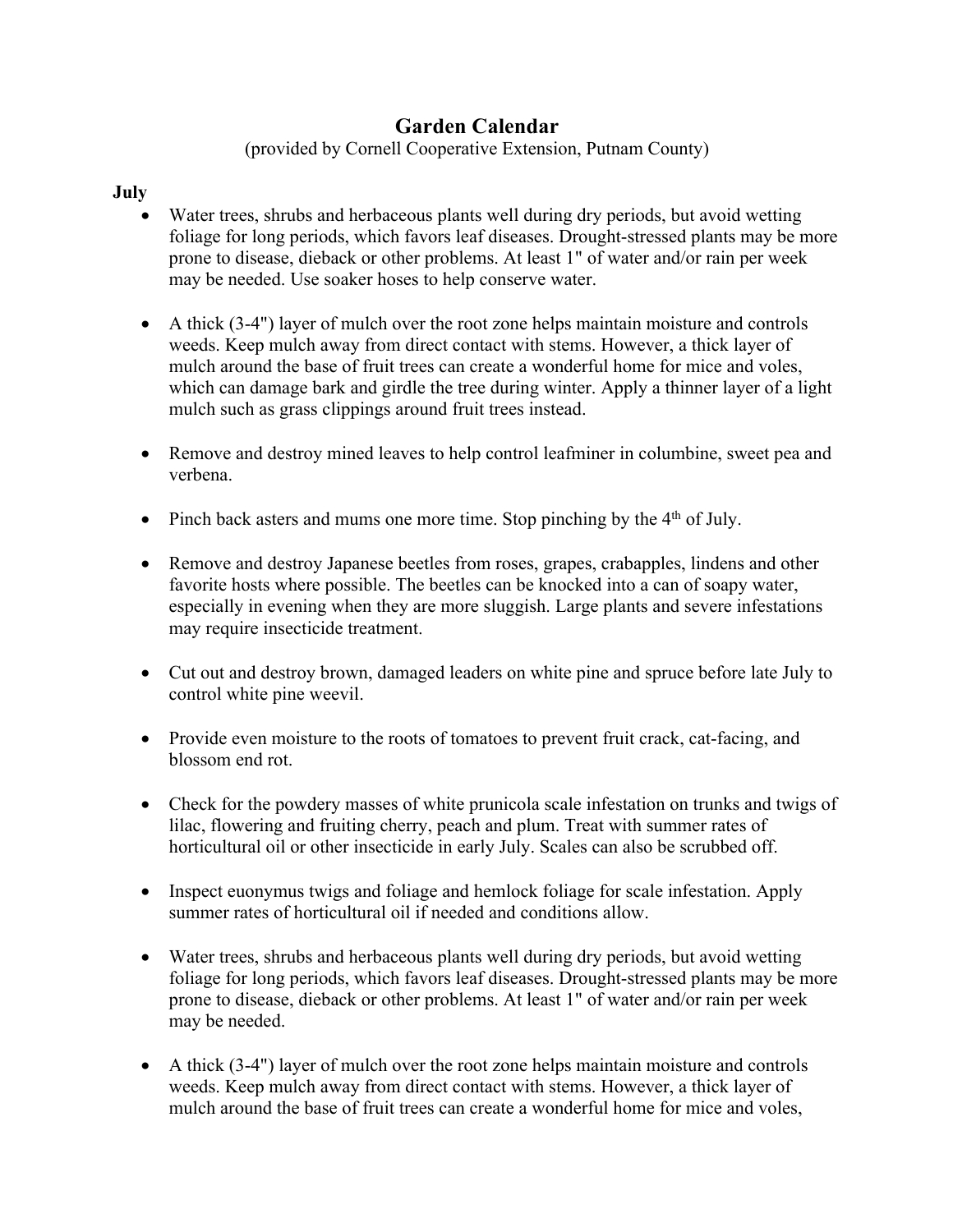# Garden Calendar

(provided by Cornell Cooperative Extension, Putnam County)

## July

- Water trees, shrubs and herbaceous plants well during dry periods, but avoid wetting foliage for long periods, which favors leaf diseases. Drought-stressed plants may be more prone to disease, dieback or other problems. At least 1" of water and/or rain per week may be needed. Use soaker hoses to help conserve water.

- A thick (3-4") layer of mulch over the root zone helps maintain moisture and controls weeds. Keep mulch away from direct contact with stems. However, a thick layer of mulch around the base of fruit trees can create a wonderful home for mice and voles, which can damage bark and girdle the tree during winter. Apply a thinner layer of a light mulch such as grass clippings around fruit trees instead.

- Remove and destroy mined leaves to help control leafminer in columbine, sweet pea and verbena.

- Pinch back asters and mums one more time. Stop pinching by the 4th of July.

- Remove and destroy Japanese beetles from roses, grapes, crabapples, lindens and other favorite hosts where possible. The beetles can be knocked into a can of soapy water, especially in evening when they are more sluggish. Large plants and severe infestations may require insecticide treatment.

- Cut out and destroy brown, damaged leaders on white pine and spruce before late July to control white pine weevil.

- Provide even moisture to the roots of tomatoes to prevent fruit crack, cat-facing, and blossom end rot.

- Check for the powdery masses of white prunicola scale infestation on trunks and twigs of lilac, flowering and fruiting cherry, peach and plum. Treat with summer rates of horticultural oil or other insecticide in early July. Scales can also be scrubbed off.

- Inspect euonymus twigs and foliage and hemlock foliage for scale infestation. Apply summer rates of horticultural oil if needed and conditions allow.

- Water trees, shrubs and herbaceous plants well during dry periods, but avoid wetting foliage for long periods, which favors leaf diseases. Drought-stressed plants may be more prone to disease, dieback or other problems. At least 1" of water and/or rain per week may be needed.

- A thick (3-4") layer of mulch over the root zone helps maintain moisture and controls weeds. Keep mulch away from direct contact with stems. However, a thick layer of mulch around the base of fruit trees can create a wonderful home for mice and voles,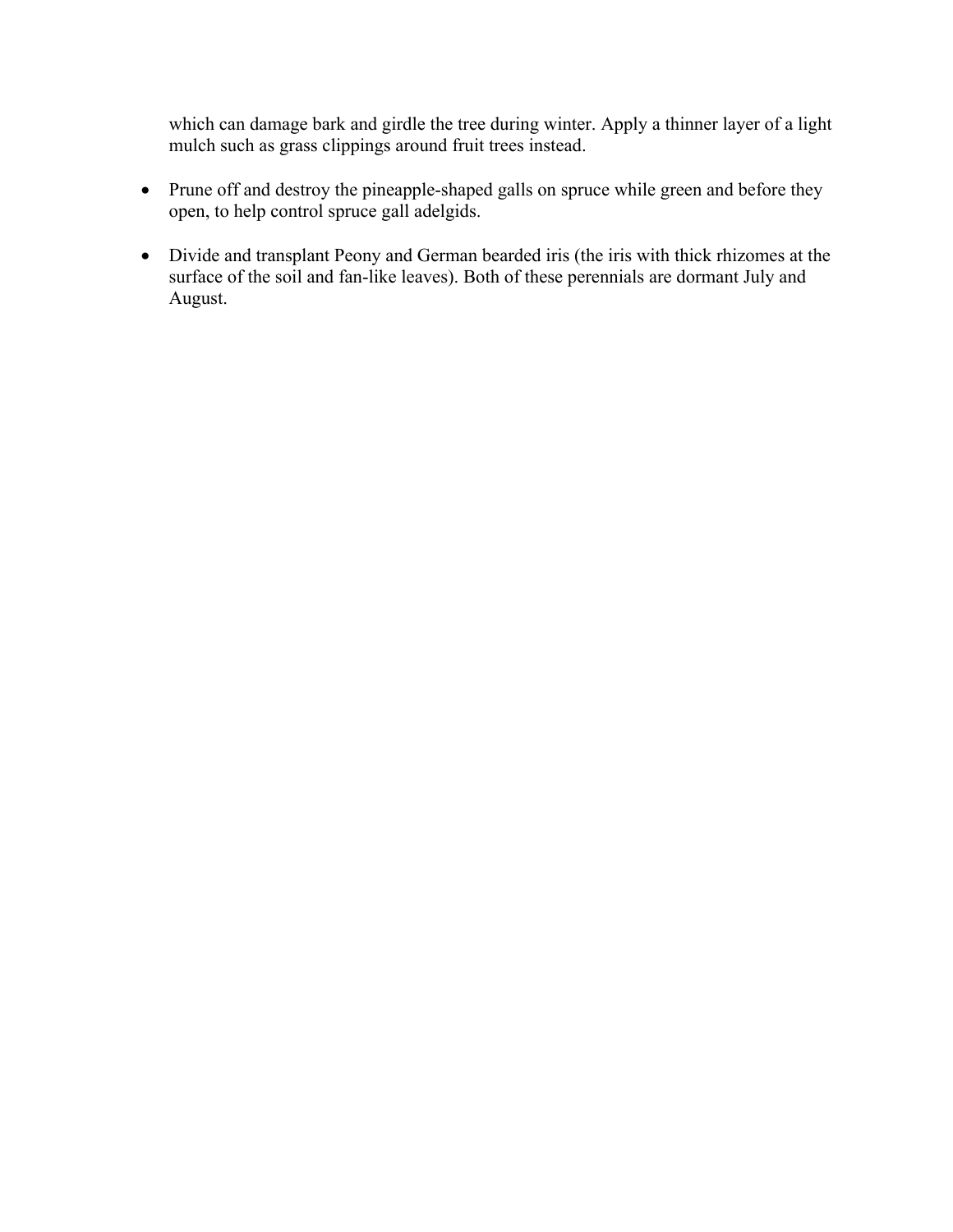which can damage bark and girdle the tree during winter. Apply a thinner layer of a light mulch such as grass clippings around fruit trees instead.

- Prune off and destroy the pineapple-shaped galls on spruce while green and before they open, to help control spruce gall adelgids.

- Divide and transplant Peony and German bearded iris (the iris with thick rhizomes at the surface of the soil and fan-like leaves). Both of these perennials are dormant July and August.